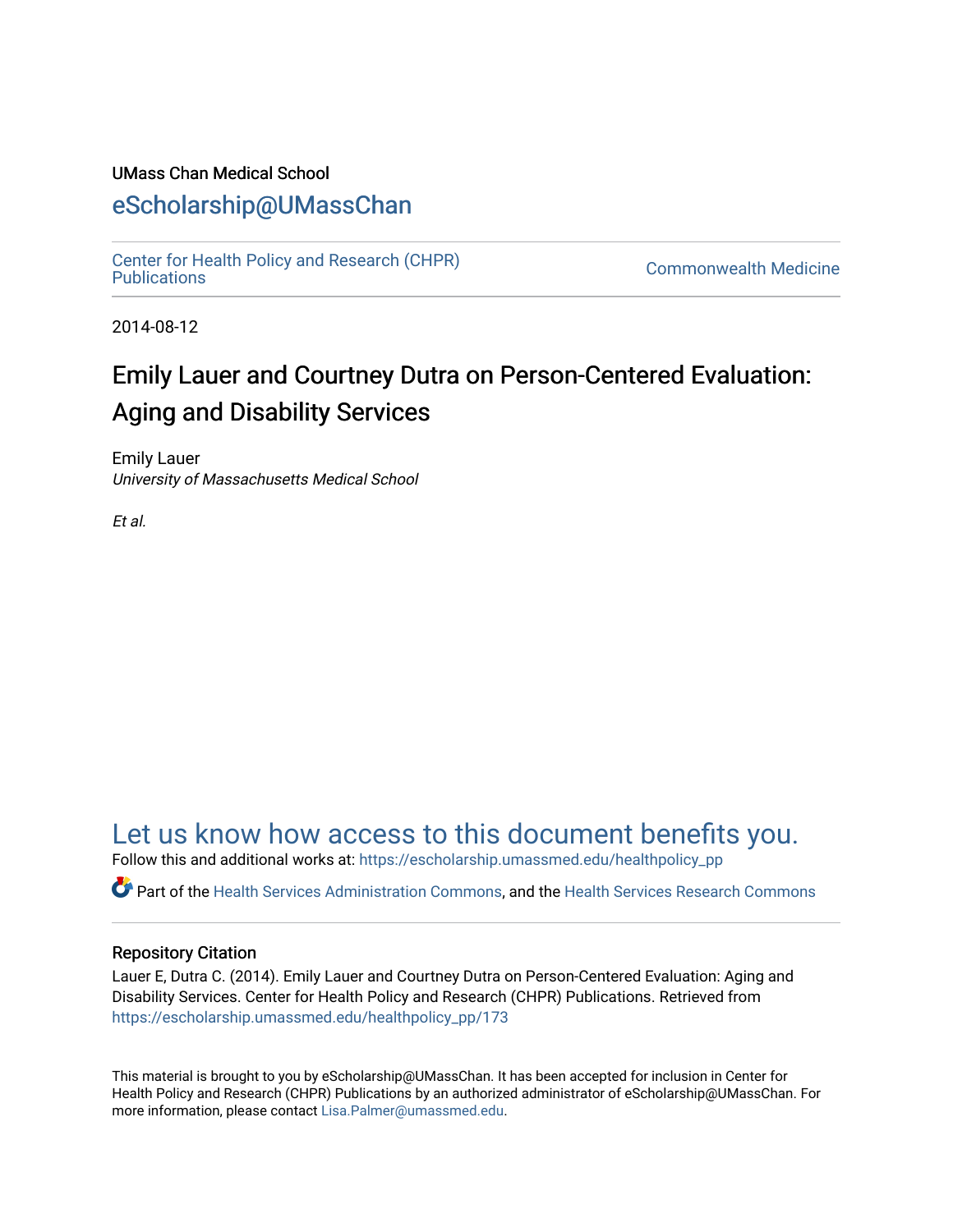UMass Chan Medical School

# eScholarship@UMassChan

Center for Health Policy and Research (CHPR) Publications

Commonwealth Medicine

2014-08-12

## Emily Lauer and Courtney Dutra on Person-Centered Evaluation: Aging and Disability Services

Emily Lauer
*University of Massachusetts Medical School*

*Et al.*

## Let us know how access to this document benefits you.

Follow this and additional works at: https://escholarship.umassmed.edu/healthpolicy_pp

Part of the Health Services Administration Commons, and the Health Services Research Commons

### Repository Citation

Lauer E, Dutra C. (2014). Emily Lauer and Courtney Dutra on Person-Centered Evaluation: Aging and Disability Services. Center for Health Policy and Research (CHPR) Publications. Retrieved from https://escholarship.umassmed.edu/healthpolicy_pp/173

This material is brought to you by eScholarship@UMassChan. It has been accepted for inclusion in Center for Health Policy and Research (CHPR) Publications by an authorized administrator of eScholarship@UMassChan. For more information, please contact Lisa.Palmer@umassmed.edu.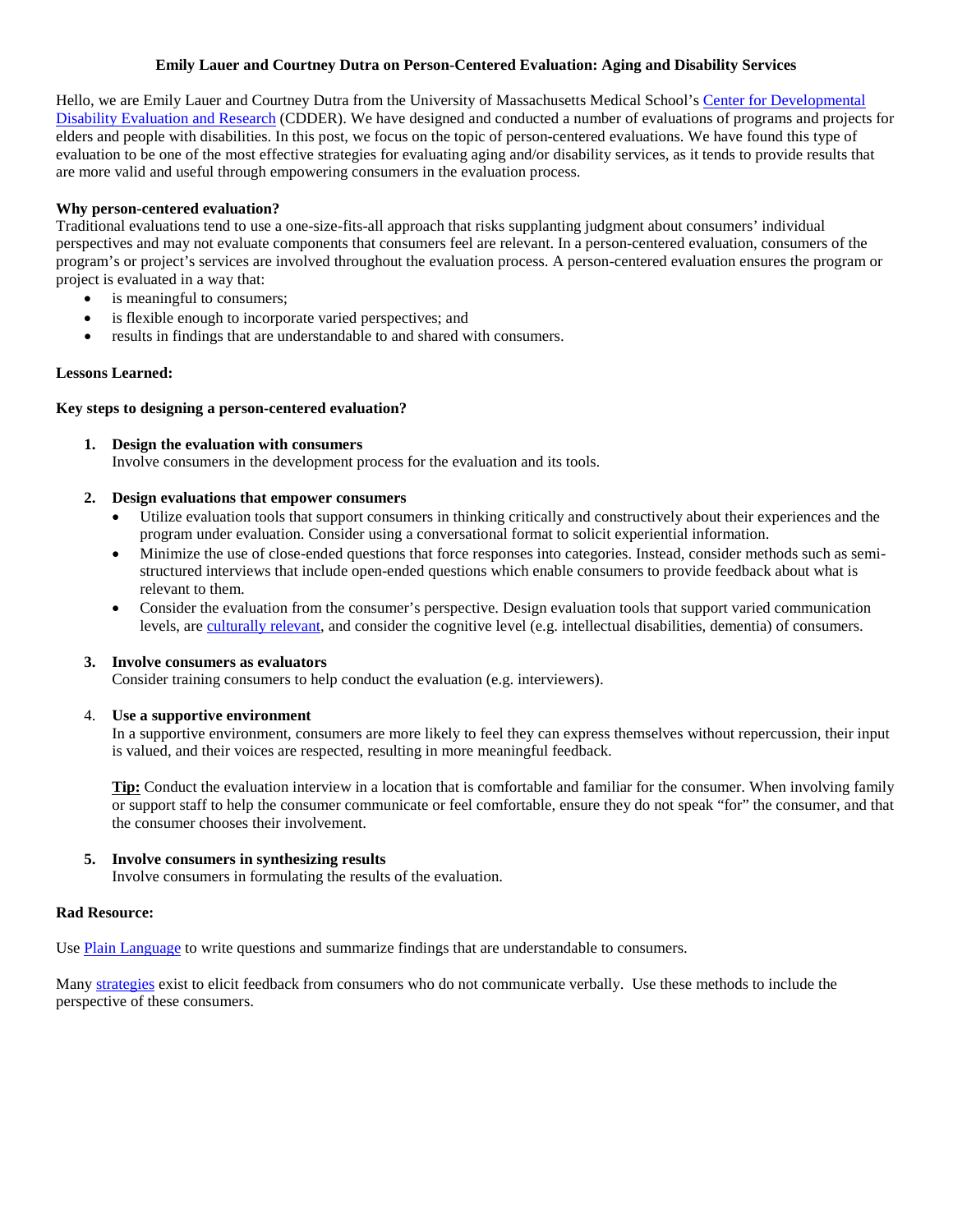**Emily Lauer and Courtney Dutra on Person-Centered Evaluation: Aging and Disability Services**

Hello, we are Emily Lauer and Courtney Dutra from the University of Massachusetts Medical School's Center for Developmental Disability Evaluation and Research (CDDER). We have designed and conducted a number of evaluations of programs and projects for elders and people with disabilities. In this post, we focus on the topic of person-centered evaluations. We have found this type of evaluation to be one of the most effective strategies for evaluating aging and/or disability services, as it tends to provide results that are more valid and useful through empowering consumers in the evaluation process.

**Why person-centered evaluation?**

Traditional evaluations tend to use a one-size-fits-all approach that risks supplanting judgment about consumers' individual perspectives and may not evaluate components that consumers feel are relevant. In a person-centered evaluation, consumers of the program's or project's services are involved throughout the evaluation process. A person-centered evaluation ensures the program or project is evaluated in a way that:

- is meaningful to consumers;
- is flexible enough to incorporate varied perspectives; and
- results in findings that are understandable to and shared with consumers.

**Lessons Learned:**

**Key steps to designing a person-centered evaluation?**

1. **Design the evaluation with consumers**
   Involve consumers in the development process for the evaluation and its tools.

2. **Design evaluations that empower consumers**
   - Utilize evaluation tools that support consumers in thinking critically and constructively about their experiences and the program under evaluation. Consider using a conversational format to solicit experiential information.
   - Minimize the use of close-ended questions that force responses into categories. Instead, consider methods such as semi-structured interviews that include open-ended questions which enable consumers to provide feedback about what is relevant to them.
   - Consider the evaluation from the consumer's perspective. Design evaluation tools that support varied communication levels, are culturally relevant, and consider the cognitive level (e.g. intellectual disabilities, dementia) of consumers.

3. **Involve consumers as evaluators**
   Consider training consumers to help conduct the evaluation (e.g. interviewers).

4. **Use a supportive environment**
   In a supportive environment, consumers are more likely to feel they can express themselves without repercussion, their input is valued, and their voices are respected, resulting in more meaningful feedback.

   **Tip:** Conduct the evaluation interview in a location that is comfortable and familiar for the consumer. When involving family or support staff to help the consumer communicate or feel comfortable, ensure they do not speak "for" the consumer, and that the consumer chooses their involvement.

5. **Involve consumers in synthesizing results**
   Involve consumers in formulating the results of the evaluation.

**Rad Resource:**

Use Plain Language to write questions and summarize findings that are understandable to consumers.

Many strategies exist to elicit feedback from consumers who do not communicate verbally. Use these methods to include the perspective of these consumers.